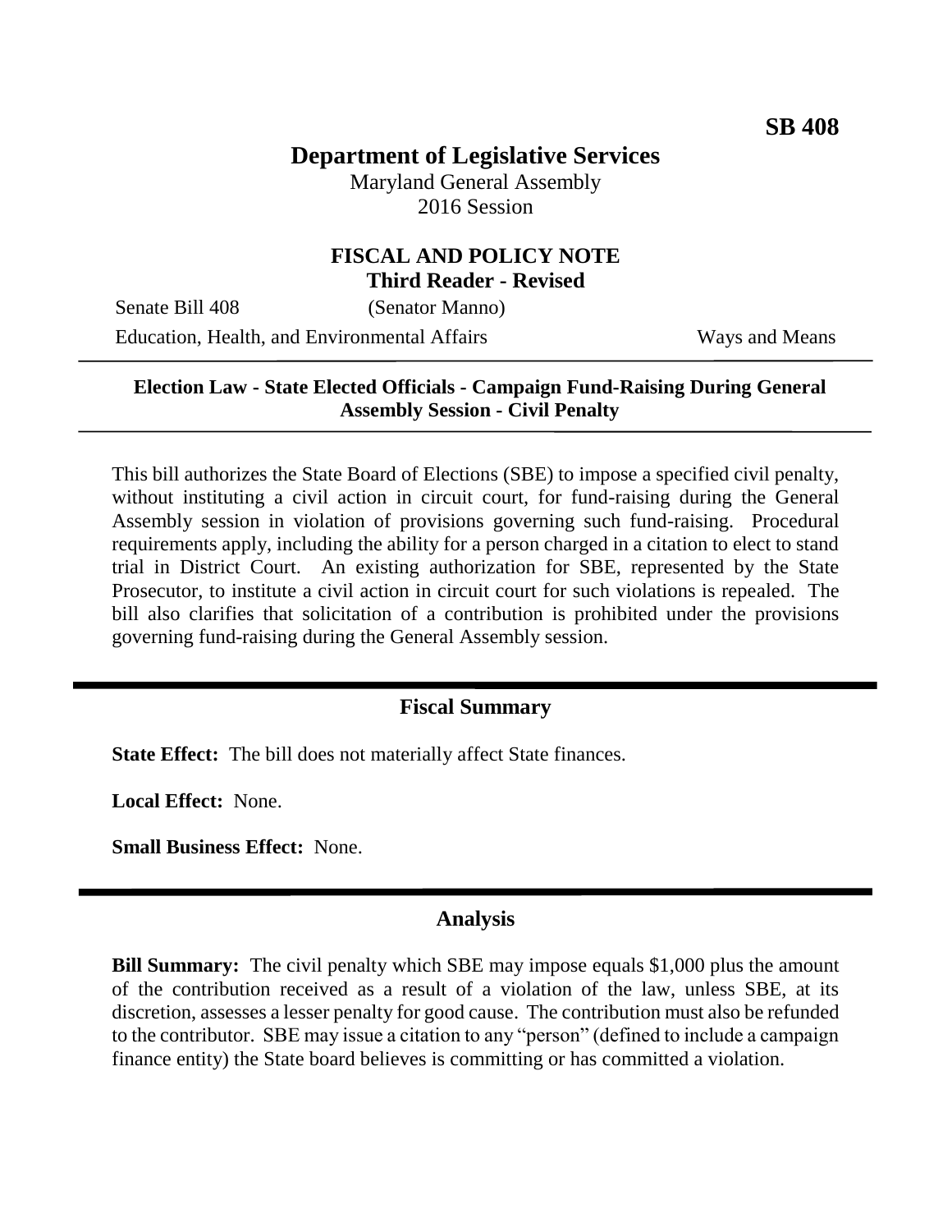**SB 408**

# Department of Legislative Services

Maryland General Assembly
2016 Session

## FISCAL AND POLICY NOTE
**Third Reader - Revised**

Senate Bill 408 (Senator Manno)

Education, Health, and Environmental Affairs Ways and Means

---

**Election Law - State Elected Officials - Campaign Fund-Raising During General Assembly Session - Civil Penalty**

---

This bill authorizes the State Board of Elections (SBE) to impose a specified civil penalty, without instituting a civil action in circuit court, for fund-raising during the General Assembly session in violation of provisions governing such fund-raising. Procedural requirements apply, including the ability for a person charged in a citation to elect to stand trial in District Court. An existing authorization for SBE, represented by the State Prosecutor, to institute a civil action in circuit court for such violations is repealed. The bill also clarifies that solicitation of a contribution is prohibited under the provisions governing fund-raising during the General Assembly session.

## Fiscal Summary

**State Effect:** The bill does not materially affect State finances.

**Local Effect:** None.

**Small Business Effect:** None.

## Analysis

**Bill Summary:** The civil penalty which SBE may impose equals $1,000 plus the amount of the contribution received as a result of a violation of the law, unless SBE, at its discretion, assesses a lesser penalty for good cause. The contribution must also be refunded to the contributor. SBE may issue a citation to any "person" (defined to include a campaign finance entity) the State board believes is committing or has committed a violation.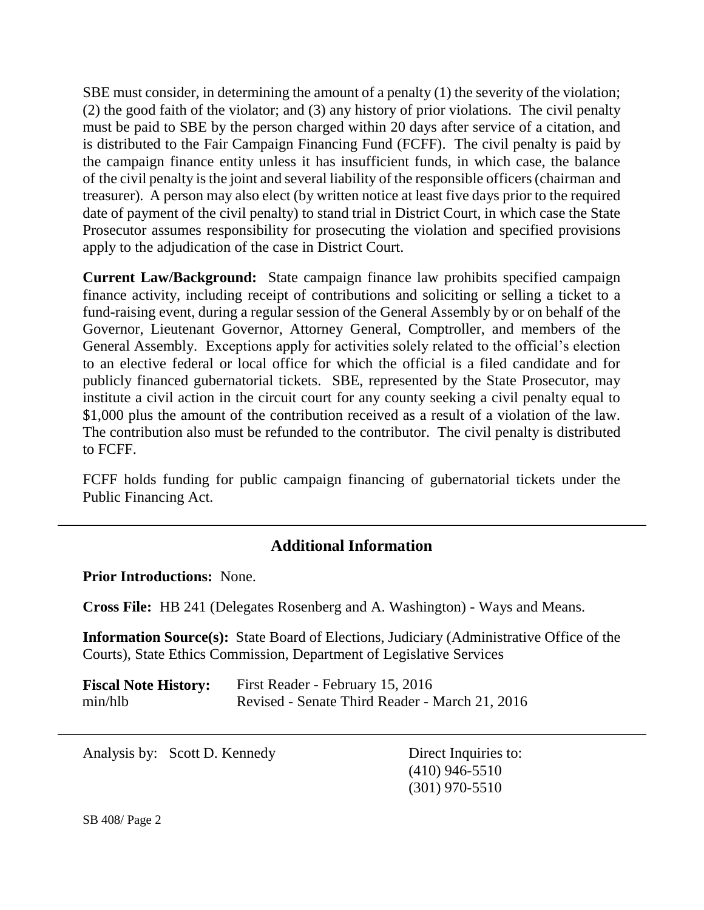SBE must consider, in determining the amount of a penalty (1) the severity of the violation; (2) the good faith of the violator; and (3) any history of prior violations. The civil penalty must be paid to SBE by the person charged within 20 days after service of a citation, and is distributed to the Fair Campaign Financing Fund (FCFF). The civil penalty is paid by the campaign finance entity unless it has insufficient funds, in which case, the balance of the civil penalty is the joint and several liability of the responsible officers (chairman and treasurer). A person may also elect (by written notice at least five days prior to the required date of payment of the civil penalty) to stand trial in District Court, in which case the State Prosecutor assumes responsibility for prosecuting the violation and specified provisions apply to the adjudication of the case in District Court.

**Current Law/Background:** State campaign finance law prohibits specified campaign finance activity, including receipt of contributions and soliciting or selling a ticket to a fund-raising event, during a regular session of the General Assembly by or on behalf of the Governor, Lieutenant Governor, Attorney General, Comptroller, and members of the General Assembly. Exceptions apply for activities solely related to the official's election to an elective federal or local office for which the official is a filed candidate and for publicly financed gubernatorial tickets. SBE, represented by the State Prosecutor, may institute a civil action in the circuit court for any county seeking a civil penalty equal to \$1,000 plus the amount of the contribution received as a result of a violation of the law. The contribution also must be refunded to the contributor. The civil penalty is distributed to FCFF.

FCFF holds funding for public campaign financing of gubernatorial tickets under the Public Financing Act.

## Additional Information

**Prior Introductions:** None.

**Cross File:** HB 241 (Delegates Rosenberg and A. Washington) - Ways and Means.

**Information Source(s):** State Board of Elections, Judiciary (Administrative Office of the Courts), State Ethics Commission, Department of Legislative Services

**Fiscal Note History:** First Reader - February 15, 2016
min/hlb Revised - Senate Third Reader - March 21, 2016

Analysis by: Scott D. Kennedy

Direct Inquiries to:
(410) 946-5510
(301) 970-5510